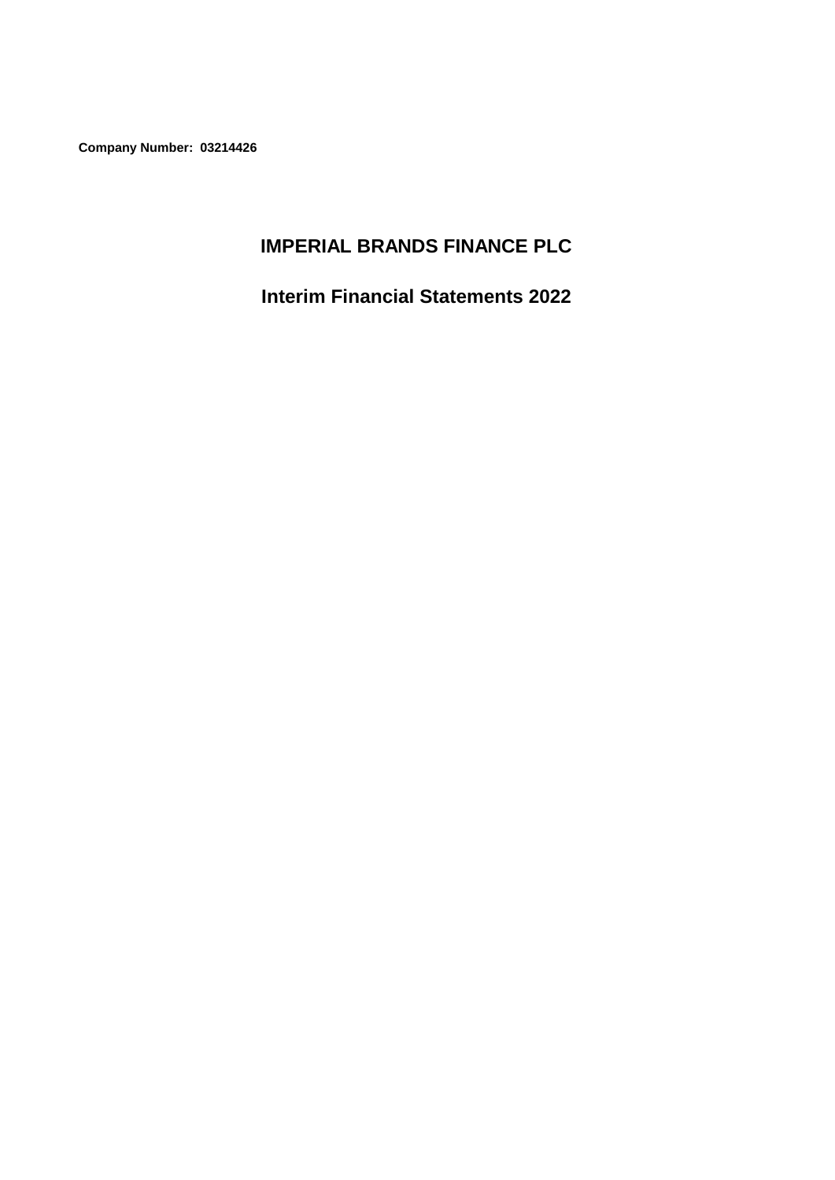**Company Number: 03214426**

# IMPERIAL BRANDS FINANCE PLC

## Interim Financial Statements 2022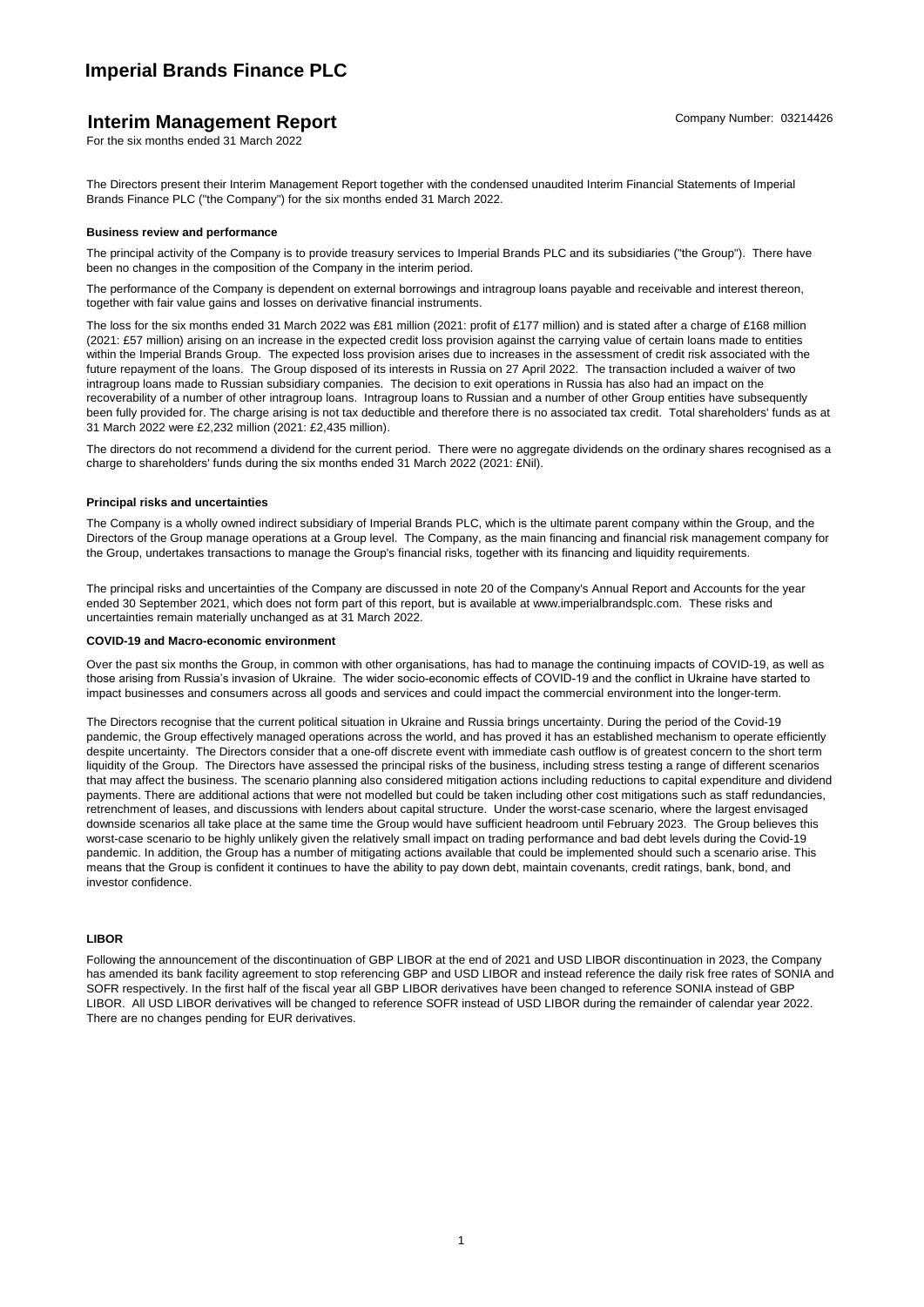# Imperial Brands Finance PLC

## Interim Management Report

Company Number: 03214426

For the six months ended 31 March 2022

The Directors present their Interim Management Report together with the condensed unaudited Interim Financial Statements of Imperial Brands Finance PLC ("the Company") for the six months ended 31 March 2022.

**Business review and performance**

The principal activity of the Company is to provide treasury services to Imperial Brands PLC and its subsidiaries ("the Group"). There have been no changes in the composition of the Company in the interim period.

The performance of the Company is dependent on external borrowings and intragroup loans payable and receivable and interest thereon, together with fair value gains and losses on derivative financial instruments.

The loss for the six months ended 31 March 2022 was £81 million (2021: profit of £177 million) and is stated after a charge of £168 million (2021: £57 million) arising on an increase in the expected credit loss provision against the carrying value of certain loans made to entities within the Imperial Brands Group. The expected loss provision arises due to increases in the assessment of credit risk associated with the future repayment of the loans. The Group disposed of its interests in Russia on 27 April 2022. The transaction included a waiver of two intragroup loans made to Russian subsidiary companies. The decision to exit operations in Russia has also had an impact on the recoverability of a number of other intragroup loans. Intragroup loans to Russian and a number of other Group entities have subsequently been fully provided for. The charge arising is not tax deductible and therefore there is no associated tax credit. Total shareholders' funds as at 31 March 2022 were £2,232 million (2021: £2,435 million).

The directors do not recommend a dividend for the current period. There were no aggregate dividends on the ordinary shares recognised as a charge to shareholders' funds during the six months ended 31 March 2022 (2021: £Nil).

**Principal risks and uncertainties**

The Company is a wholly owned indirect subsidiary of Imperial Brands PLC, which is the ultimate parent company within the Group, and the Directors of the Group manage operations at a Group level. The Company, as the main financing and financial risk management company for the Group, undertakes transactions to manage the Group's financial risks, together with its financing and liquidity requirements.

The principal risks and uncertainties of the Company are discussed in note 20 of the Company's Annual Report and Accounts for the year ended 30 September 2021, which does not form part of this report, but is available at www.imperialbrandsplc.com. These risks and uncertainties remain materially unchanged as at 31 March 2022.

**COVID-19 and Macro-economic environment**

Over the past six months the Group, in common with other organisations, has had to manage the continuing impacts of COVID-19, as well as those arising from Russia's invasion of Ukraine. The wider socio-economic effects of COVID-19 and the conflict in Ukraine have started to impact businesses and consumers across all goods and services and could impact the commercial environment into the longer-term.

The Directors recognise that the current political situation in Ukraine and Russia brings uncertainty. During the period of the Covid-19 pandemic, the Group effectively managed operations across the world, and has proved it has an established mechanism to operate efficiently despite uncertainty. The Directors consider that a one-off discrete event with immediate cash outflow is of greatest concern to the short term liquidity of the Group. The Directors have assessed the principal risks of the business, including stress testing a range of different scenarios that may affect the business. The scenario planning also considered mitigation actions including reductions to capital expenditure and dividend payments. There are additional actions that were not modelled but could be taken including other cost mitigations such as staff redundancies, retrenchment of leases, and discussions with lenders about capital structure. Under the worst-case scenario, where the largest envisaged downside scenarios all take place at the same time the Group would have sufficient headroom until February 2023. The Group believes this worst-case scenario to be highly unlikely given the relatively small impact on trading performance and bad debt levels during the Covid-19 pandemic. In addition, the Group has a number of mitigating actions available that could be implemented should such a scenario arise. This means that the Group is confident it continues to have the ability to pay down debt, maintain covenants, credit ratings, bank, bond, and investor confidence.

**LIBOR**

Following the announcement of the discontinuation of GBP LIBOR at the end of 2021 and USD LIBOR discontinuation in 2023, the Company has amended its bank facility agreement to stop referencing GBP and USD LIBOR and instead reference the daily risk free rates of SONIA and SOFR respectively. In the first half of the fiscal year all GBP LIBOR derivatives have been changed to reference SONIA instead of GBP LIBOR. All USD LIBOR derivatives will be changed to reference SOFR instead of USD LIBOR during the remainder of calendar year 2022. There are no changes pending for EUR derivatives.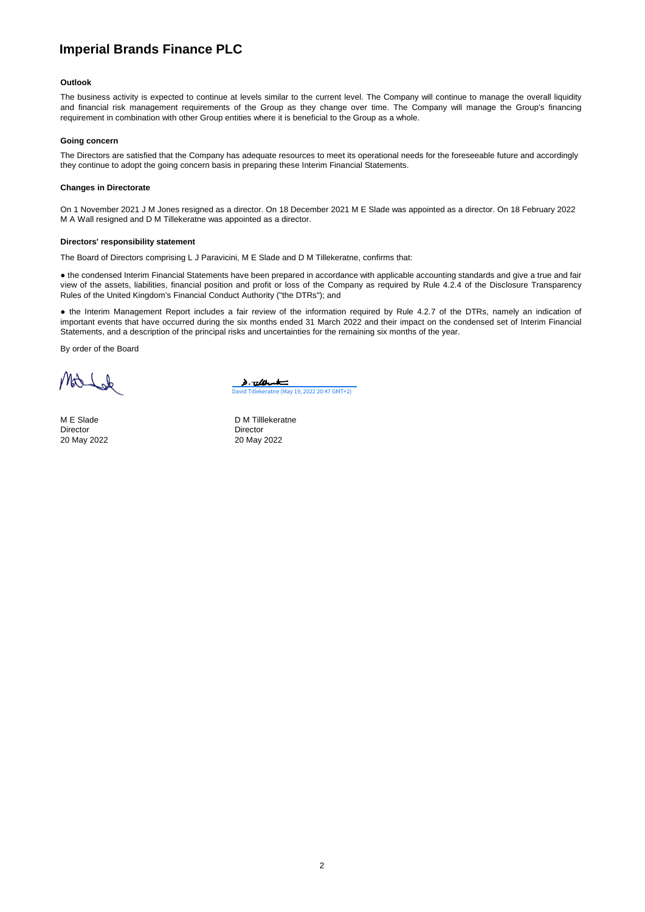# Imperial Brands Finance PLC

### Outlook

The business activity is expected to continue at levels similar to the current level. The Company will continue to manage the overall liquidity and financial risk management requirements of the Group as they change over time. The Company will manage the Group's financing requirement in combination with other Group entities where it is beneficial to the Group as a whole.

### Going concern

The Directors are satisfied that the Company has adequate resources to meet its operational needs for the foreseeable future and accordingly they continue to adopt the going concern basis in preparing these Interim Financial Statements.

### Changes in Directorate

On 1 November 2021 J M Jones resigned as a director. On 18 December 2021 M E Slade was appointed as a director. On 18 February 2022 M A Wall resigned and D M Tillekeratne was appointed as a director.

### Directors' responsibility statement

The Board of Directors comprising L J Paravicini, M E Slade and D M Tillekeratne, confirms that:

● the condensed Interim Financial Statements have been prepared in accordance with applicable accounting standards and give a true and fair view of the assets, liabilities, financial position and profit or loss of the Company as required by Rule 4.2.4 of the Disclosure Transparency Rules of the United Kingdom's Financial Conduct Authority ("the DTRs"); and

● the Interim Management Report includes a fair review of the information required by Rule 4.2.7 of the DTRs, namely an indication of important events that have occurred during the six months ended 31 March 2022 and their impact on the condensed set of Interim Financial Statements, and a description of the principal risks and uncertainties for the remaining six months of the year.

By order of the Board

David Tillekeratne (May 19, 2022 20:47 GMT+2)

M E Slade
Director
20 May 2022

D M Tilllekeratne
Director
20 May 2022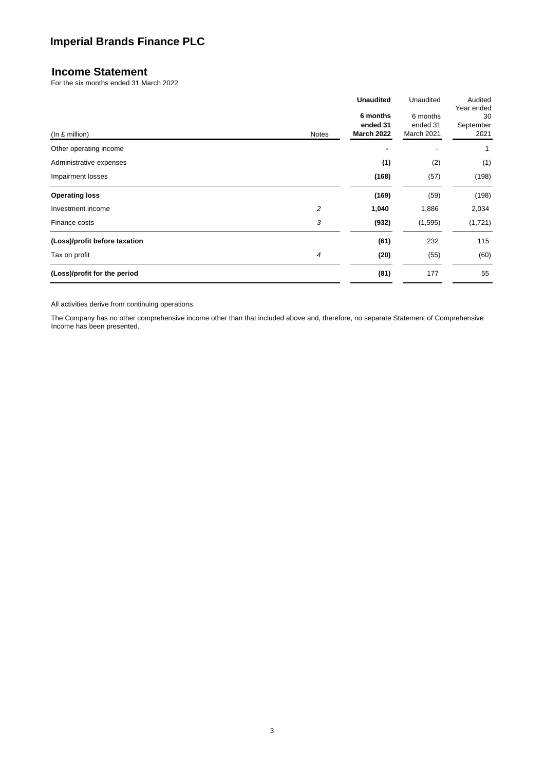# Imperial Brands Finance PLC

## Income Statement

For the six months ended 31 March 2022

| (In £ million) | Notes | **Unaudited** **6 months ended 31 March 2022** | Unaudited 6 months ended 31 March 2021 | Audited Year ended 30 September 2021 |
|---|---|---|---|---|
| Other operating income | | **-** | - | 1 |
| Administrative expenses | | **(1)** | (2) | (1) |
| Impairment losses | | **(168)** | (57) | (198) |
| **Operating loss** | | **(169)** | (59) | (198) |
| Investment income | *2* | **1,040** | 1,886 | 2,034 |
| Finance costs | *3* | **(932)** | (1,595) | (1,721) |
| **(Loss)/profit before taxation** | | **(61)** | 232 | 115 |
| Tax on profit | *4* | **(20)** | (55) | (60) |
| **(Loss)/profit for the period** | | **(81)** | 177 | 55 |

All activities derive from continuing operations.

The Company has no other comprehensive income other than that included above and, therefore, no separate Statement of Comprehensive Income has been presented.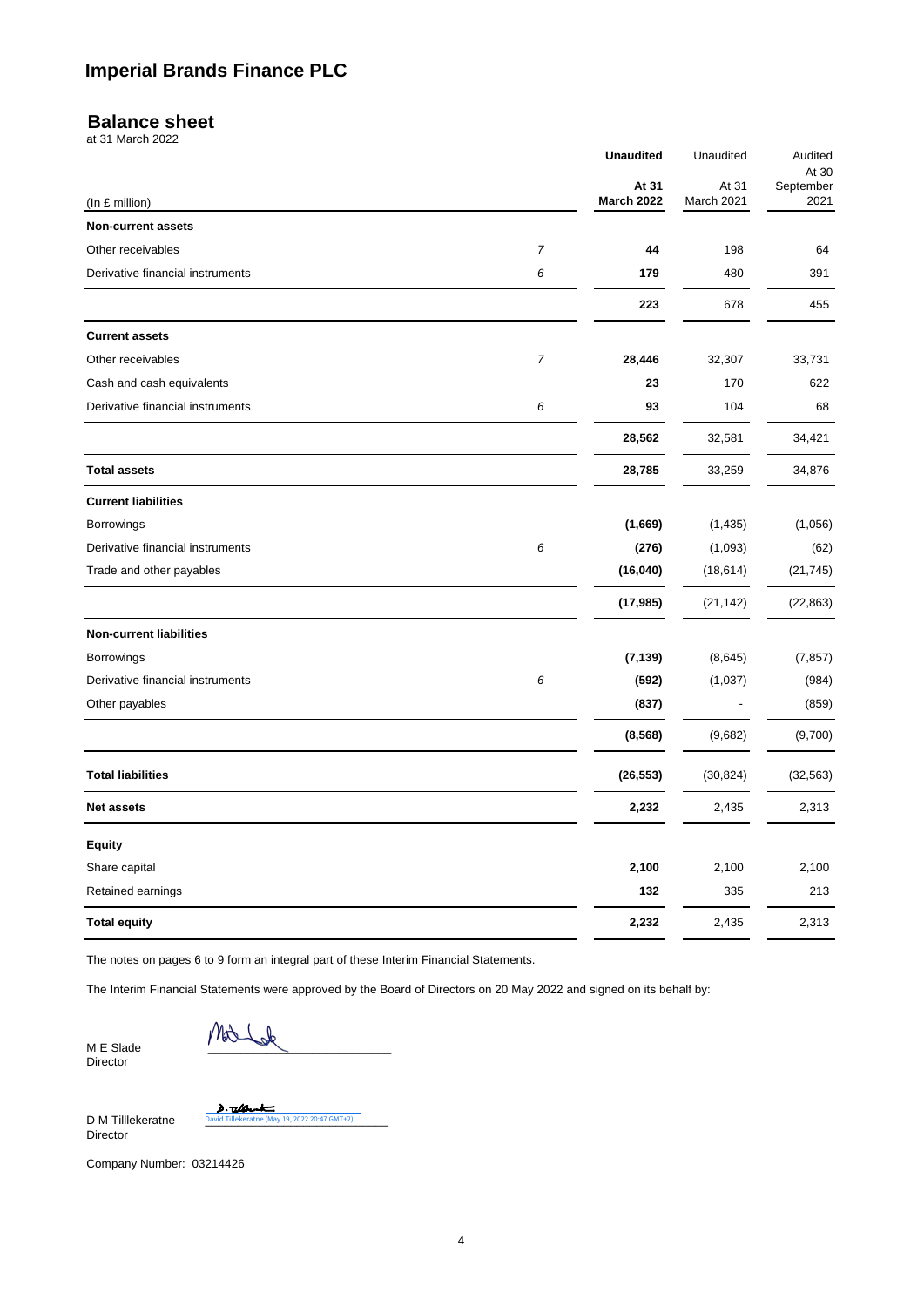# Imperial Brands Finance PLC

## Balance sheet

at 31 March 2022

| (In £ million) | | **Unaudited** **At 31 March 2022** | Unaudited At 31 March 2021 | Audited At 30 September 2021 |
|---|---|---|---|---|
| **Non-current assets** | | | | |
| Other receivables | *7* | **44** | 198 | 64 |
| Derivative financial instruments | *6* | **179** | 480 | 391 |
| | | **223** | 678 | 455 |
| **Current assets** | | | | |
| Other receivables | *7* | **28,446** | 32,307 | 33,731 |
| Cash and cash equivalents | | **23** | 170 | 622 |
| Derivative financial instruments | *6* | **93** | 104 | 68 |
| | | **28,562** | 32,581 | 34,421 |
| **Total assets** | | **28,785** | 33,259 | 34,876 |
| **Current liabilities** | | | | |
| Borrowings | | **(1,669)** | (1,435) | (1,056) |
| Derivative financial instruments | *6* | **(276)** | (1,093) | (62) |
| Trade and other payables | | **(16,040)** | (18,614) | (21,745) |
| | | **(17,985)** | (21,142) | (22,863) |
| **Non-current liabilities** | | | | |
| Borrowings | | **(7,139)** | (8,645) | (7,857) |
| Derivative financial instruments | *6* | **(592)** | (1,037) | (984) |
| Other payables | | **(837)** | - | (859) |
| | | **(8,568)** | (9,682) | (9,700) |
| **Total liabilities** | | **(26,553)** | (30,824) | (32,563) |
| **Net assets** | | **2,232** | 2,435 | 2,313 |
| **Equity** | | | | |
| Share capital | | **2,100** | 2,100 | 2,100 |
| Retained earnings | | **132** | 335 | 213 |
| **Total equity** | | **2,232** | 2,435 | 2,313 |

The notes on pages 6 to 9 form an integral part of these Interim Financial Statements.

The Interim Financial Statements were approved by the Board of Directors on 20 May 2022 and signed on its behalf by:

M E Slade
Director

David Tillekeratne (May 19, 2022 20:47 GMT+2)

D M Tilllekeratne
Director

Company Number: 03214426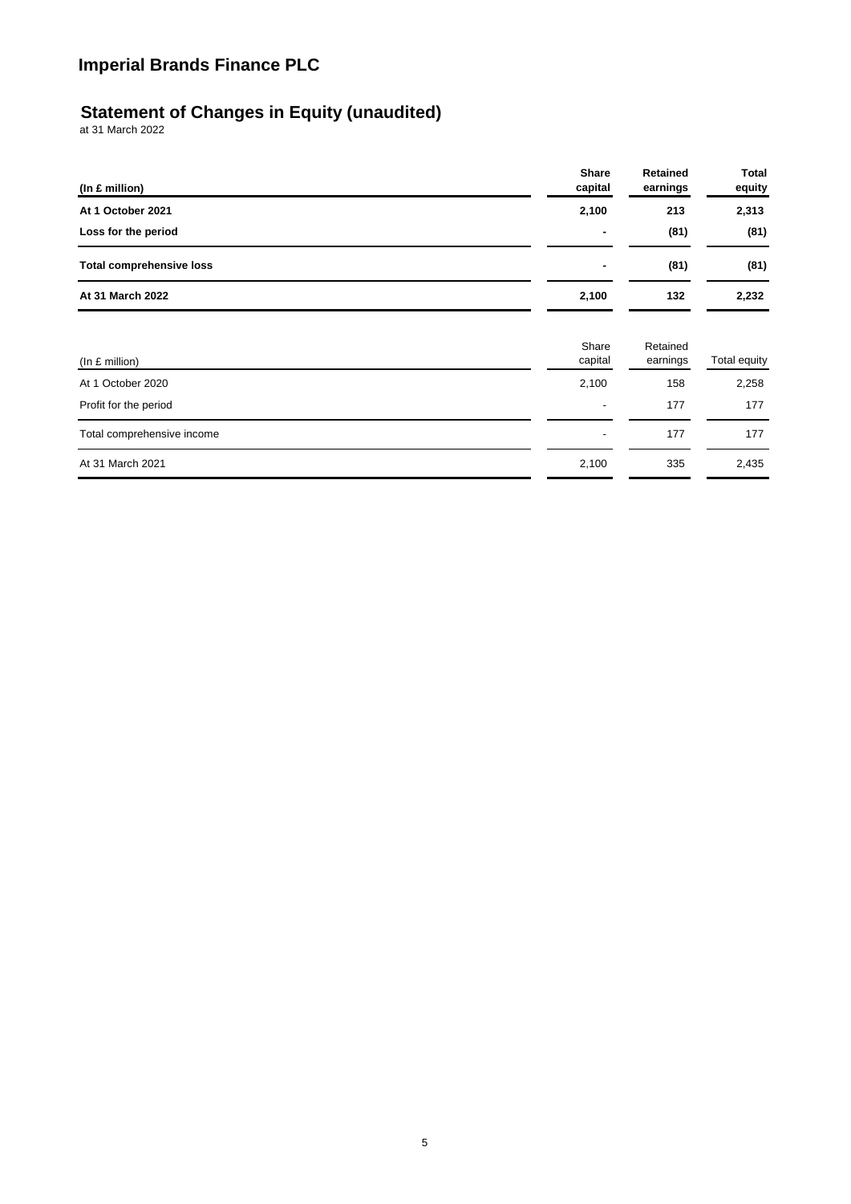# Imperial Brands Finance PLC

## Statement of Changes in Equity (unaudited)

at 31 March 2022

| **(In £ million)** | **Share capital** | **Retained earnings** | **Total equity** |
|---|---|---|---|
| **At 1 October 2021** | **2,100** | **213** | **2,313** |
| **Loss for the period** | **-** | **(81)** | **(81)** |
| **Total comprehensive loss** | **-** | **(81)** | **(81)** |
| **At 31 March 2022** | **2,100** | **132** | **2,232** |

| (In £ million) | Share capital | Retained earnings | Total equity |
|---|---|---|---|
| At 1 October 2020 | 2,100 | 158 | 2,258 |
| Profit for the period | - | 177 | 177 |
| Total comprehensive income | - | 177 | 177 |
| At 31 March 2021 | 2,100 | 335 | 2,435 |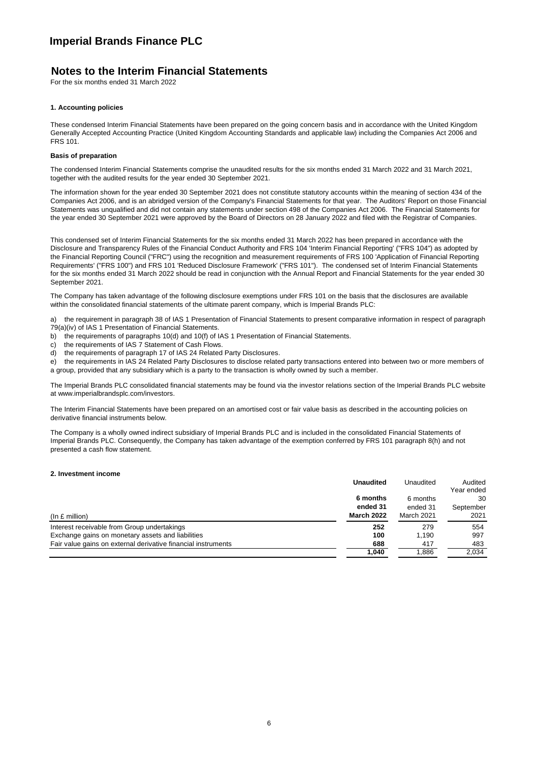# Imperial Brands Finance PLC

## Notes to the Interim Financial Statements

For the six months ended 31 March 2022

### 1. Accounting policies

These condensed Interim Financial Statements have been prepared on the going concern basis and in accordance with the United Kingdom Generally Accepted Accounting Practice (United Kingdom Accounting Standards and applicable law) including the Companies Act 2006 and FRS 101.

**Basis of preparation**

The condensed Interim Financial Statements comprise the unaudited results for the six months ended 31 March 2022 and 31 March 2021, together with the audited results for the year ended 30 September 2021.

The information shown for the year ended 30 September 2021 does not constitute statutory accounts within the meaning of section 434 of the Companies Act 2006, and is an abridged version of the Company's Financial Statements for that year. The Auditors' Report on those Financial Statements was unqualified and did not contain any statements under section 498 of the Companies Act 2006. The Financial Statements for the year ended 30 September 2021 were approved by the Board of Directors on 28 January 2022 and filed with the Registrar of Companies.

This condensed set of Interim Financial Statements for the six months ended 31 March 2022 has been prepared in accordance with the Disclosure and Transparency Rules of the Financial Conduct Authority and FRS 104 'Interim Financial Reporting' ("FRS 104") as adopted by the Financial Reporting Council ("FRC") using the recognition and measurement requirements of FRS 100 'Application of Financial Reporting Requirements' ("FRS 100") and FRS 101 'Reduced Disclosure Framework' ("FRS 101"). The condensed set of Interim Financial Statements for the six months ended 31 March 2022 should be read in conjunction with the Annual Report and Financial Statements for the year ended 30 September 2021.

The Company has taken advantage of the following disclosure exemptions under FRS 101 on the basis that the disclosures are available within the consolidated financial statements of the ultimate parent company, which is Imperial Brands PLC:

a) the requirement in paragraph 38 of IAS 1 Presentation of Financial Statements to present comparative information in respect of paragraph 79(a)(iv) of IAS 1 Presentation of Financial Statements.
b) the requirements of paragraphs 10(d) and 10(f) of IAS 1 Presentation of Financial Statements.
c) the requirements of IAS 7 Statement of Cash Flows.
d) the requirements of paragraph 17 of IAS 24 Related Party Disclosures.
e) the requirements in IAS 24 Related Party Disclosures to disclose related party transactions entered into between two or more members of a group, provided that any subsidiary which is a party to the transaction is wholly owned by such a member.

The Imperial Brands PLC consolidated financial statements may be found via the investor relations section of the Imperial Brands PLC website at www.imperialbrandsplc.com/investors.

The Interim Financial Statements have been prepared on an amortised cost or fair value basis as described in the accounting policies on derivative financial instruments below.

The Company is a wholly owned indirect subsidiary of Imperial Brands PLC and is included in the consolidated Financial Statements of Imperial Brands PLC. Consequently, the Company has taken advantage of the exemption conferred by FRS 101 paragraph 8(h) and not presented a cash flow statement.

### 2. Investment income

| (In £ million) | **Unaudited 6 months ended 31 March 2022** | Unaudited 6 months ended 31 March 2021 | Audited Year ended 30 September 2021 |
|---|---|---|---|
| Interest receivable from Group undertakings | **252** | 279 | 554 |
| Exchange gains on monetary assets and liabilities | **100** | 1,190 | 997 |
| Fair value gains on external derivative financial instruments | **688** | 417 | 483 |
| | **1,040** | 1,886 | 2,034 |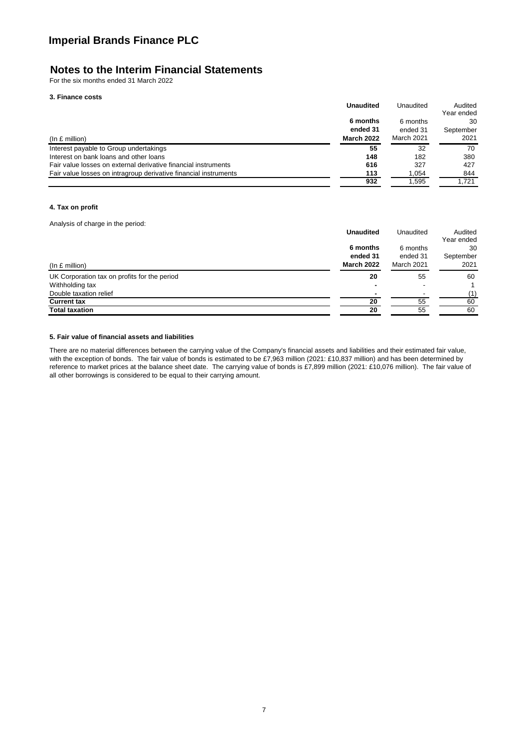# Imperial Brands Finance PLC

## Notes to the Interim Financial Statements

For the six months ended 31 March 2022

### 3. Finance costs

| (In £ million) | **Unaudited 6 months ended 31 March 2022** | Unaudited 6 months ended 31 March 2021 | Audited Year ended 30 September 2021 |
|---|---|---|---|
| Interest payable to Group undertakings | **55** | 32 | 70 |
| Interest on bank loans and other loans | **148** | 182 | 380 |
| Fair value losses on external derivative financial instruments | **616** | 327 | 427 |
| Fair value losses on intragroup derivative financial instruments | **113** | 1,054 | 844 |
| | **932** | 1,595 | 1,721 |

### 4. Tax on profit

Analysis of charge in the period:

| (In £ million) | **Unaudited 6 months ended 31 March 2022** | Unaudited 6 months ended 31 March 2021 | Audited Year ended 30 September 2021 |
|---|---|---|---|
| UK Corporation tax on profits for the period | **20** | 55 | 60 |
| Withholding tax | **-** | - | 1 |
| Double taxation relief | **-** | - | (1) |
| **Current tax** | **20** | 55 | 60 |
| **Total taxation** | **20** | 55 | 60 |

### 5. Fair value of financial assets and liabilities

There are no material differences between the carrying value of the Company's financial assets and liabilities and their estimated fair value, with the exception of bonds. The fair value of bonds is estimated to be £7,963 million (2021: £10,837 million) and has been determined by reference to market prices at the balance sheet date. The carrying value of bonds is £7,899 million (2021: £10,076 million). The fair value of all other borrowings is considered to be equal to their carrying amount.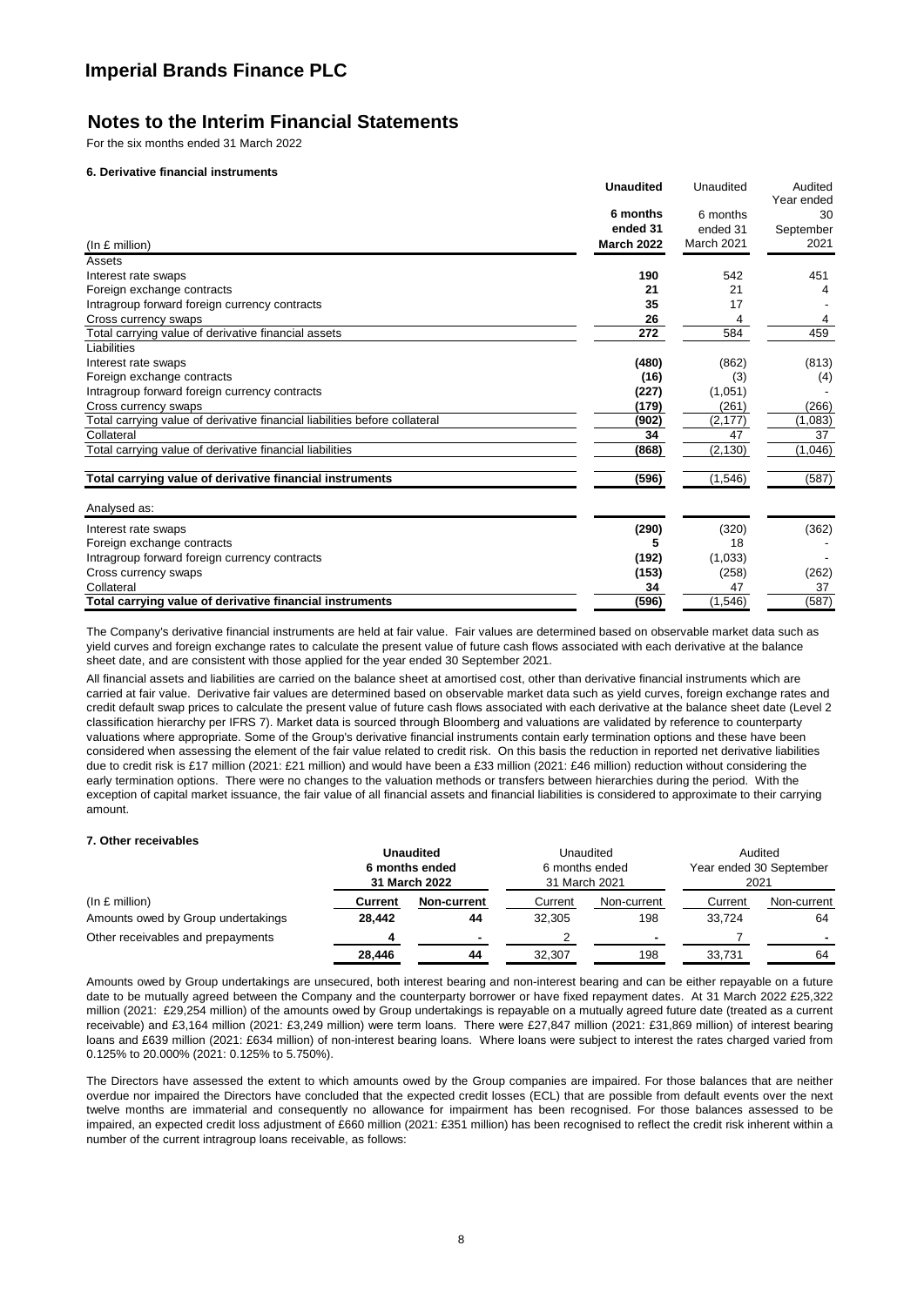# Imperial Brands Finance PLC

## Notes to the Interim Financial Statements

For the six months ended 31 March 2022

### 6. Derivative financial instruments

| (In £ million) | **Unaudited 6 months ended 31 March 2022** | Unaudited 6 months ended 31 March 2021 | Audited Year ended 30 September 2021 |
|---|---|---|---|
| Assets | | | |
| Interest rate swaps | **190** | 542 | 451 |
| Foreign exchange contracts | **21** | 21 | 4 |
| Intragroup forward foreign currency contracts | **35** | 17 | - |
| Cross currency swaps | **26** | 4 | 4 |
| Total carrying value of derivative financial assets | **272** | 584 | 459 |
| Liabilities | | | |
| Interest rate swaps | **(480)** | (862) | (813) |
| Foreign exchange contracts | **(16)** | (3) | (4) |
| Intragroup forward foreign currency contracts | **(227)** | (1,051) | - |
| Cross currency swaps | **(179)** | (261) | (266) |
| Total carrying value of derivative financial liabilities before collateral | **(902)** | (2,177) | (1,083) |
| Collateral | **34** | 47 | 37 |
| Total carrying value of derivative financial liabilities | **(868)** | (2,130) | (1,046) |
| **Total carrying value of derivative financial instruments** | **(596)** | (1,546) | (587) |
| Analysed as: | | | |
| Interest rate swaps | **(290)** | (320) | (362) |
| Foreign exchange contracts | **5** | 18 | - |
| Intragroup forward foreign currency contracts | **(192)** | (1,033) | - |
| Cross currency swaps | **(153)** | (258) | (262) |
| Collateral | **34** | 47 | 37 |
| **Total carrying value of derivative financial instruments** | **(596)** | (1,546) | (587) |

The Company's derivative financial instruments are held at fair value. Fair values are determined based on observable market data such as yield curves and foreign exchange rates to calculate the present value of future cash flows associated with each derivative at the balance sheet date, and are consistent with those applied for the year ended 30 September 2021.

All financial assets and liabilities are carried on the balance sheet at amortised cost, other than derivative financial instruments which are carried at fair value. Derivative fair values are determined based on observable market data such as yield curves, foreign exchange rates and credit default swap prices to calculate the present value of future cash flows associated with each derivative at the balance sheet date (Level 2 classification hierarchy per IFRS 7). Market data is sourced through Bloomberg and valuations are validated by reference to counterparty valuations where appropriate. Some of the Group's derivative financial instruments contain early termination options and these have been considered when assessing the element of the fair value related to credit risk. On this basis the reduction in reported net derivative liabilities due to credit risk is £17 million (2021: £21 million) and would have been a £33 million (2021: £46 million) reduction without considering the early termination options. There were no changes to the valuation methods or transfers between hierarchies during the period. With the exception of capital market issuance, the fair value of all financial assets and financial liabilities is considered to approximate to their carrying amount.

### 7. Other receivables

| (In £ million) | **Unaudited 6 months ended 31 March 2022** | | Unaudited 6 months ended 31 March 2021 | | Audited Year ended 30 September 2021 | |
|---|---|---|---|---|---|---|
| | **Current** | **Non-current** | Current | Non-current | Current | Non-current |
| Amounts owed by Group undertakings | **28,442** | **44** | 32,305 | 198 | 33,724 | 64 |
| Other receivables and prepayments | **4** | **-** | 2 | - | 7 | - |
| | **28,446** | **44** | 32,307 | 198 | 33,731 | 64 |

Amounts owed by Group undertakings are unsecured, both interest bearing and non-interest bearing and can be either repayable on a future date to be mutually agreed between the Company and the counterparty borrower or have fixed repayment dates. At 31 March 2022 £25,322 million (2021: £29,254 million) of the amounts owed by Group undertakings is repayable on a mutually agreed future date (treated as a current receivable) and £3,164 million (2021: £3,249 million) were term loans. There were £27,847 million (2021: £31,869 million) of interest bearing loans and £639 million (2021: £634 million) of non-interest bearing loans. Where loans were subject to interest the rates charged varied from 0.125% to 20.000% (2021: 0.125% to 5.750%).

The Directors have assessed the extent to which amounts owed by the Group companies are impaired. For those balances that are neither overdue nor impaired the Directors have concluded that the expected credit losses (ECL) that are possible from default events over the next twelve months are immaterial and consequently no allowance for impairment has been recognised. For those balances assessed to be impaired, an expected credit loss adjustment of £660 million (2021: £351 million) has been recognised to reflect the credit risk inherent within a number of the current intragroup loans receivable, as follows: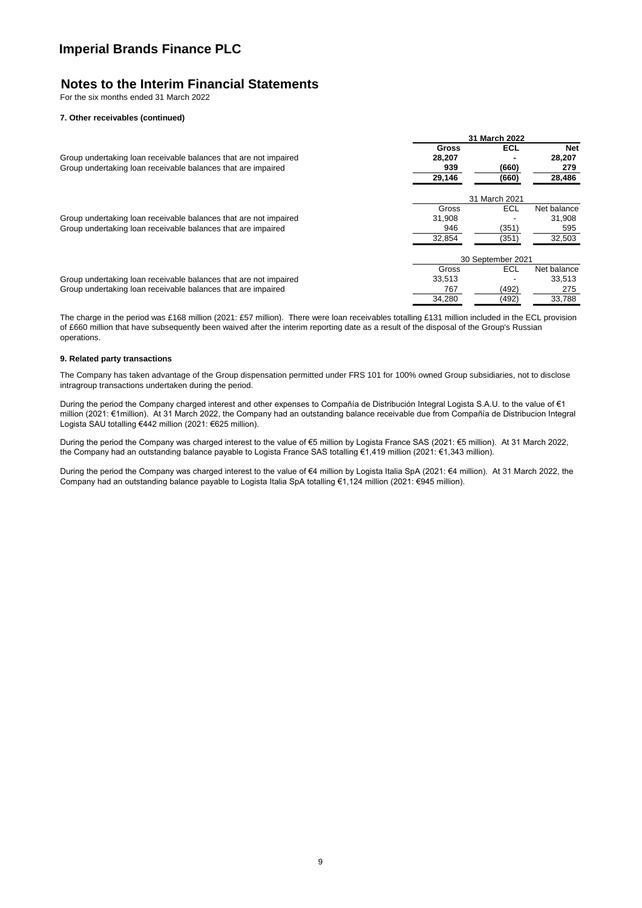# Imperial Brands Finance PLC

## Notes to the Interim Financial Statements

For the six months ended 31 March 2022

**7. Other receivables (continued)**

| | 31 March 2022 | | |
|---|---|---|---|
| | **Gross** | **ECL** | **Net** |
| Group undertaking loan receivable balances that are not impaired | **28,207** | **-** | **28,207** |
| Group undertaking loan receivable balances that are impaired | **939** | **(660)** | **279** |
| | **29,146** | **(660)** | **28,486** |

| | 31 March 2021 | | |
|---|---|---|---|
| | Gross | ECL | Net balance |
| Group undertaking loan receivable balances that are not impaired | 31,908 | - | 31,908 |
| Group undertaking loan receivable balances that are impaired | 946 | (351) | 595 |
| | 32,854 | (351) | 32,503 |

| | 30 September 2021 | | |
|---|---|---|---|
| | Gross | ECL | Net balance |
| Group undertaking loan receivable balances that are not impaired | 33,513 | - | 33,513 |
| Group undertaking loan receivable balances that are impaired | 767 | (492) | 275 |
| | 34,280 | (492) | 33,788 |

The charge in the period was £168 million (2021: £57 million). There were loan receivables totalling £131 million included in the ECL provision of £660 million that have subsequently been waived after the interim reporting date as a result of the disposal of the Group's Russian operations.

**9. Related party transactions**

The Company has taken advantage of the Group dispensation permitted under FRS 101 for 100% owned Group subsidiaries, not to disclose intragroup transactions undertaken during the period.

During the period the Company charged interest and other expenses to Compañía de Distribución Integral Logista S.A.U. to the value of €1 million (2021: €1million). At 31 March 2022, the Company had an outstanding balance receivable due from Compañía de Distribucion Integral Logista SAU totalling €442 million (2021: €625 million).

During the period the Company was charged interest to the value of €5 million by Logista France SAS (2021: €5 million). At 31 March 2022, the Company had an outstanding balance payable to Logista France SAS totalling €1,419 million (2021: €1,343 million).

During the period the Company was charged interest to the value of €4 million by Logista Italia SpA (2021: €4 million). At 31 March 2022, the Company had an outstanding balance payable to Logista Italia SpA totalling €1,124 million (2021: €945 million).